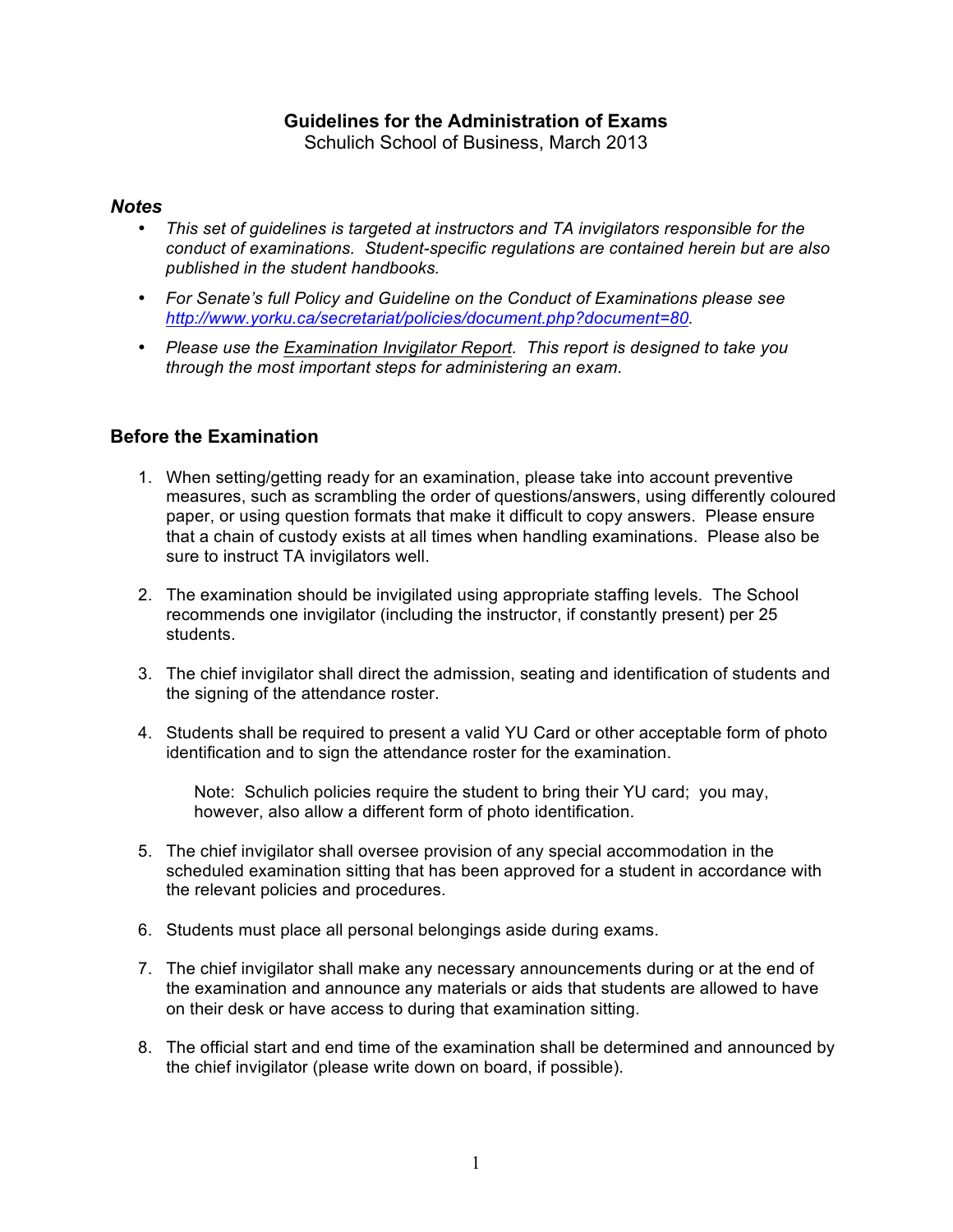# Guidelines for the Administration of Exams

Schulich School of Business, March 2013

### *Notes*

- *This set of guidelines is targeted at instructors and TA invigilators responsible for the conduct of examinations. Student-specific regulations are contained herein but are also published in the student handbooks.*
- *For Senate's full Policy and Guideline on the Conduct of Examinations please see [http://www.yorku.ca/secretariat/policies/document.php?document=80](http://www.yorku.ca/secretariat/policies/document.php?document=80).*
- *Please use the Examination Invigilator Report. This report is designed to take you through the most important steps for administering an exam.*

## Before the Examination

1. When setting/getting ready for an examination, please take into account preventive measures, such as scrambling the order of questions/answers, using differently coloured paper, or using question formats that make it difficult to copy answers. Please ensure that a chain of custody exists at all times when handling examinations. Please also be sure to instruct TA invigilators well.

2. The examination should be invigilated using appropriate staffing levels. The School recommends one invigilator (including the instructor, if constantly present) per 25 students.

3. The chief invigilator shall direct the admission, seating and identification of students and the signing of the attendance roster.

4. Students shall be required to present a valid YU Card or other acceptable form of photo identification and to sign the attendance roster for the examination.

   Note: Schulich policies require the student to bring their YU card; you may, however, also allow a different form of photo identification.

5. The chief invigilator shall oversee provision of any special accommodation in the scheduled examination sitting that has been approved for a student in accordance with the relevant policies and procedures.

6. Students must place all personal belongings aside during exams.

7. The chief invigilator shall make any necessary announcements during or at the end of the examination and announce any materials or aids that students are allowed to have on their desk or have access to during that examination sitting.

8. The official start and end time of the examination shall be determined and announced by the chief invigilator (please write down on board, if possible).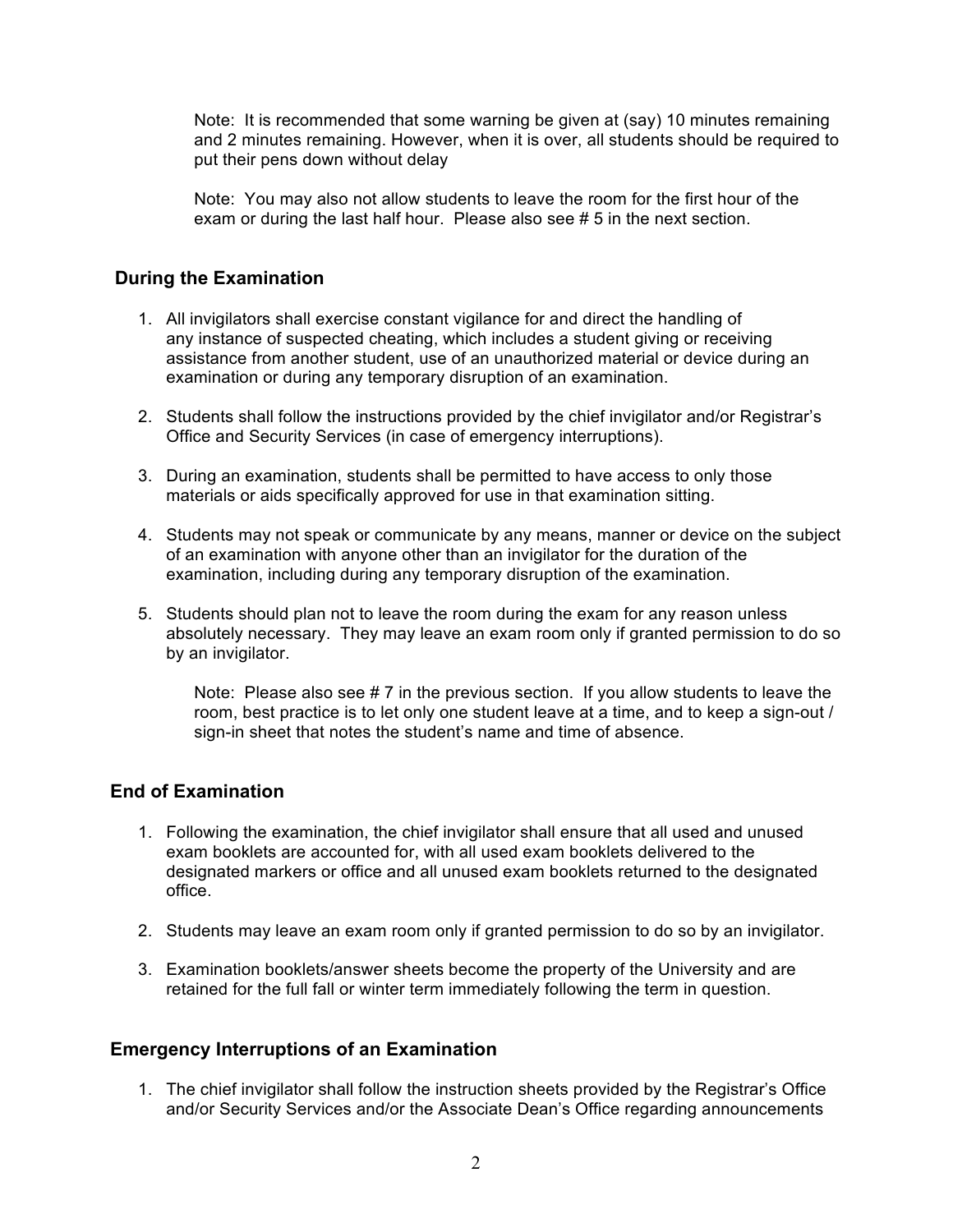Note: It is recommended that some warning be given at (say) 10 minutes remaining and 2 minutes remaining. However, when it is over, all students should be required to put their pens down without delay

Note: You may also not allow students to leave the room for the first hour of the exam or during the last half hour. Please also see # 5 in the next section.

## During the Examination

1. All invigilators shall exercise constant vigilance for and direct the handling of any instance of suspected cheating, which includes a student giving or receiving assistance from another student, use of an unauthorized material or device during an examination or during any temporary disruption of an examination.

2. Students shall follow the instructions provided by the chief invigilator and/or Registrar's Office and Security Services (in case of emergency interruptions).

3. During an examination, students shall be permitted to have access to only those materials or aids specifically approved for use in that examination sitting.

4. Students may not speak or communicate by any means, manner or device on the subject of an examination with anyone other than an invigilator for the duration of the examination, including during any temporary disruption of the examination.

5. Students should plan not to leave the room during the exam for any reason unless absolutely necessary. They may leave an exam room only if granted permission to do so by an invigilator.

   Note: Please also see # 7 in the previous section. If you allow students to leave the room, best practice is to let only one student leave at a time, and to keep a sign-out / sign-in sheet that notes the student's name and time of absence.

## End of Examination

1. Following the examination, the chief invigilator shall ensure that all used and unused exam booklets are accounted for, with all used exam booklets delivered to the designated markers or office and all unused exam booklets returned to the designated office.

2. Students may leave an exam room only if granted permission to do so by an invigilator.

3. Examination booklets/answer sheets become the property of the University and are retained for the full fall or winter term immediately following the term in question.

## Emergency Interruptions of an Examination

1. The chief invigilator shall follow the instruction sheets provided by the Registrar's Office and/or Security Services and/or the Associate Dean's Office regarding announcements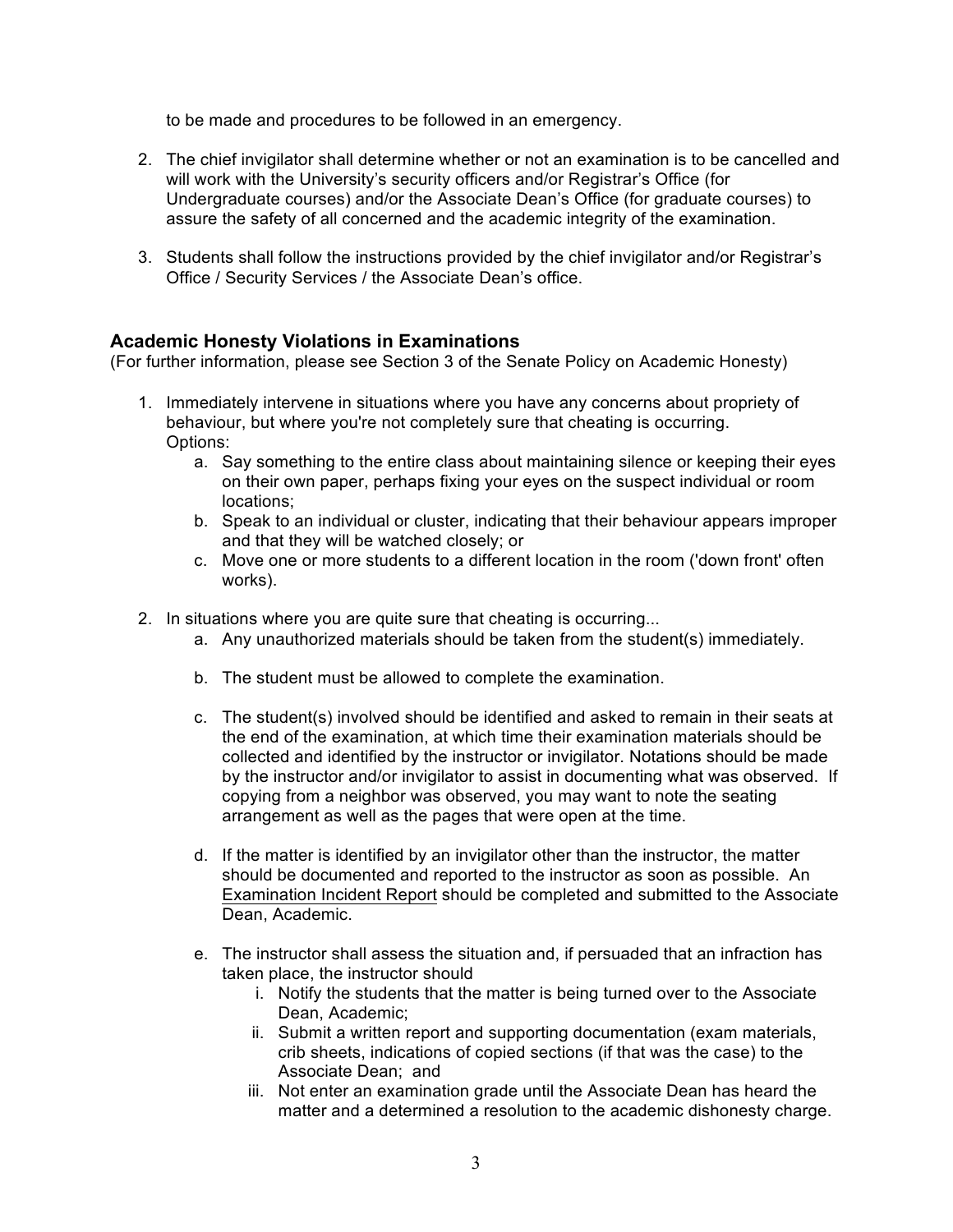to be made and procedures to be followed in an emergency.

2. The chief invigilator shall determine whether or not an examination is to be cancelled and will work with the University's security officers and/or Registrar's Office (for Undergraduate courses) and/or the Associate Dean's Office (for graduate courses) to assure the safety of all concerned and the academic integrity of the examination.

3. Students shall follow the instructions provided by the chief invigilator and/or Registrar's Office / Security Services / the Associate Dean's office.

## Academic Honesty Violations in Examinations

(For further information, please see Section 3 of the Senate Policy on Academic Honesty)

1. Immediately intervene in situations where you have any concerns about propriety of behaviour, but where you're not completely sure that cheating is occurring. Options:
   a. Say something to the entire class about maintaining silence or keeping their eyes on their own paper, perhaps fixing your eyes on the suspect individual or room locations;
   b. Speak to an individual or cluster, indicating that their behaviour appears improper and that they will be watched closely; or
   c. Move one or more students to a different location in the room ('down front' often works).

2. In situations where you are quite sure that cheating is occurring...
   a. Any unauthorized materials should be taken from the student(s) immediately.

   b. The student must be allowed to complete the examination.

   c. The student(s) involved should be identified and asked to remain in their seats at the end of the examination, at which time their examination materials should be collected and identified by the instructor or invigilator. Notations should be made by the instructor and/or invigilator to assist in documenting what was observed. If copying from a neighbor was observed, you may want to note the seating arrangement as well as the pages that were open at the time.

   d. If the matter is identified by an invigilator other than the instructor, the matter should be documented and reported to the instructor as soon as possible. An Examination Incident Report should be completed and submitted to the Associate Dean, Academic.

   e. The instructor shall assess the situation and, if persuaded that an infraction has taken place, the instructor should
      i. Notify the students that the matter is being turned over to the Associate Dean, Academic;
      ii. Submit a written report and supporting documentation (exam materials, crib sheets, indications of copied sections (if that was the case) to the Associate Dean; and
      iii. Not enter an examination grade until the Associate Dean has heard the matter and a determined a resolution to the academic dishonesty charge.